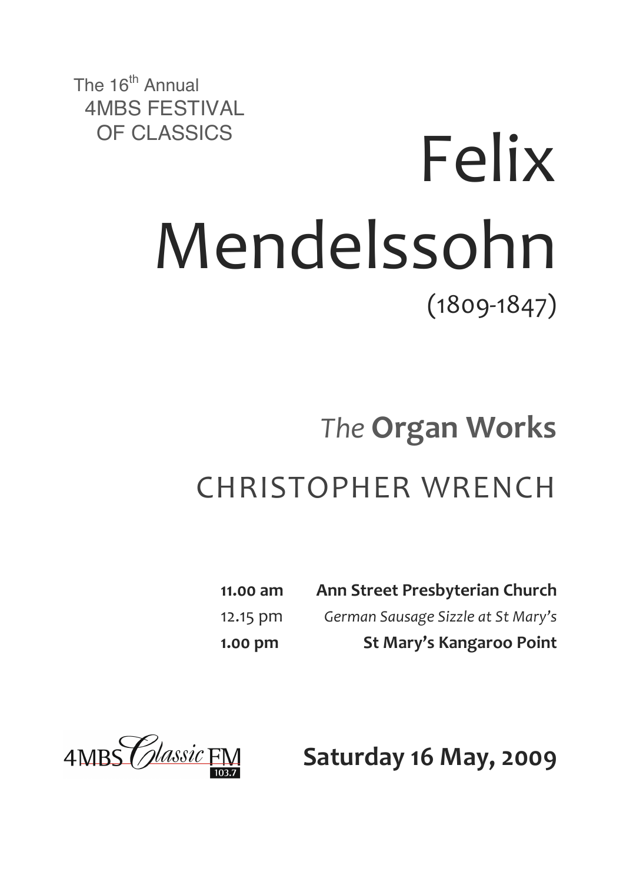The 16th Annual
4MBS FESTIVAL
OF CLASSICS

# Felix Mendelssohn

(1809-1847)

## *The* **Organ Works**

## CHRISTOPHER WRENCH

| | |
|---|---|
| **11.00 am** | **Ann Street Presbyterian Church** |
| 12.15 pm | *German Sausage Sizzle at St Mary's* |
| **1.00 pm** | **St Mary's Kangaroo Point** |

4MBS Classic FM 103.7

**Saturday 16 May, 2009**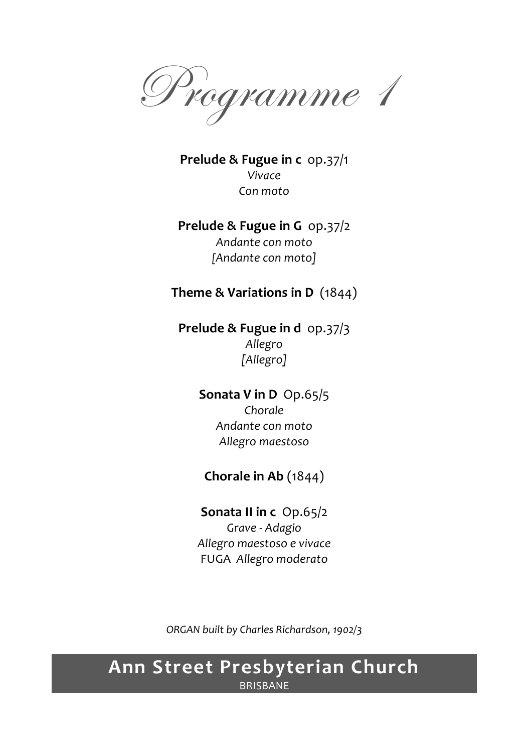# Programme 1

**Prelude & Fugue in c** op.37/1
*Vivace*
*Con moto*

**Prelude & Fugue in G** op.37/2
*Andante con moto*
*[Andante con moto]*

**Theme & Variations in D** (1844)

**Prelude & Fugue in d** op.37/3
*Allegro*
*[Allegro]*

**Sonata V in D** Op.65/5
*Chorale*
*Andante con moto*
*Allegro maestoso*

**Chorale in Ab** (1844)

**Sonata II in c** Op.65/2
*Grave - Adagio*
*Allegro maestoso e vivace*
FUGA *Allegro moderato*

*ORGAN built by Charles Richardson, 1902/3*

**Ann Street Presbyterian Church**
BRISBANE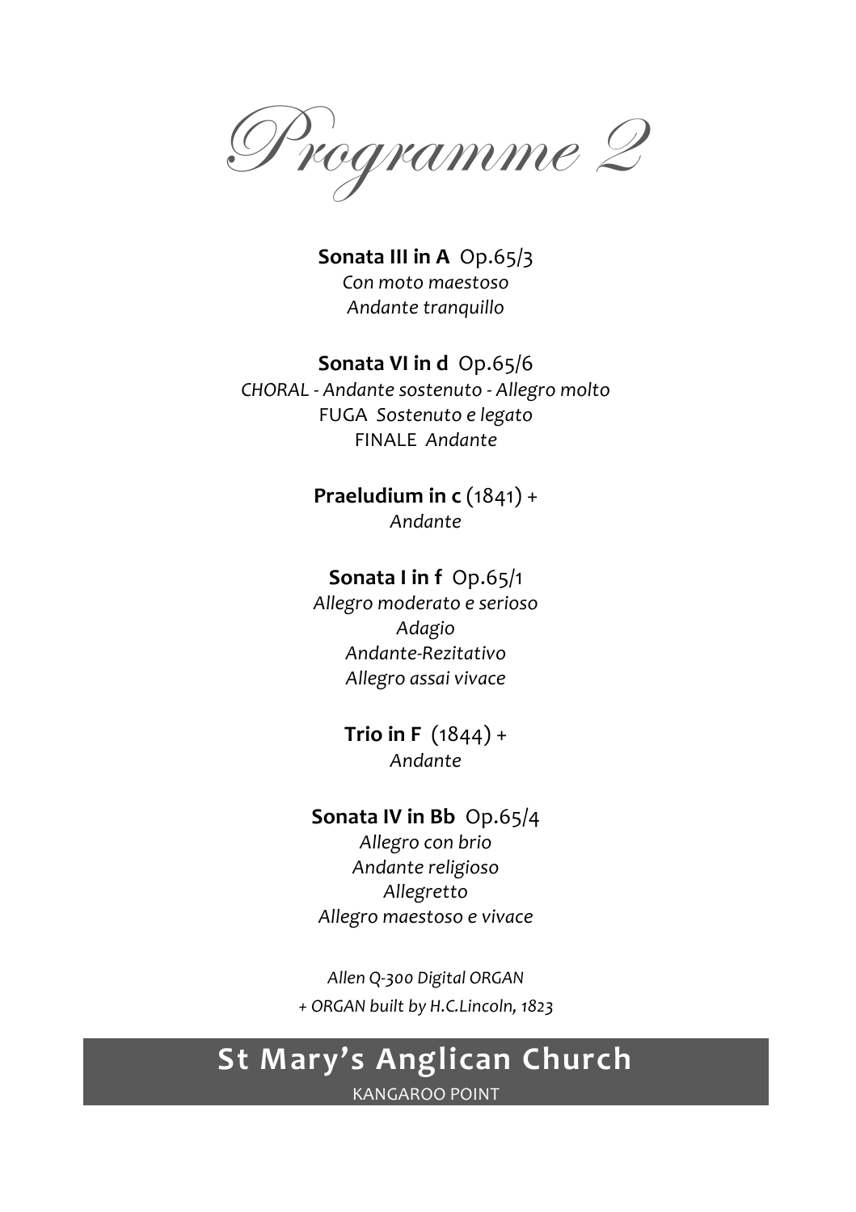# Programme 2

**Sonata III in A** Op.65/3

*Con moto maestoso*

*Andante tranquillo*

**Sonata VI in d** Op.65/6

*CHORAL - Andante sostenuto - Allegro molto*

FUGA *Sostenuto e legato*

FINALE *Andante*

**Praeludium in c** (1841) +

*Andante*

**Sonata I in f** Op.65/1

*Allegro moderato e serioso*

*Adagio*

*Andante-Rezitativo*

*Allegro assai vivace*

**Trio in F** (1844) +

*Andante*

**Sonata IV in Bb** Op.65/4

*Allegro con brio*

*Andante religioso*

*Allegretto*

*Allegro maestoso e vivace*

*Allen Q-300 Digital ORGAN*

*+ ORGAN built by H.C.Lincoln, 1823*

## St Mary's Anglican Church

KANGAROO POINT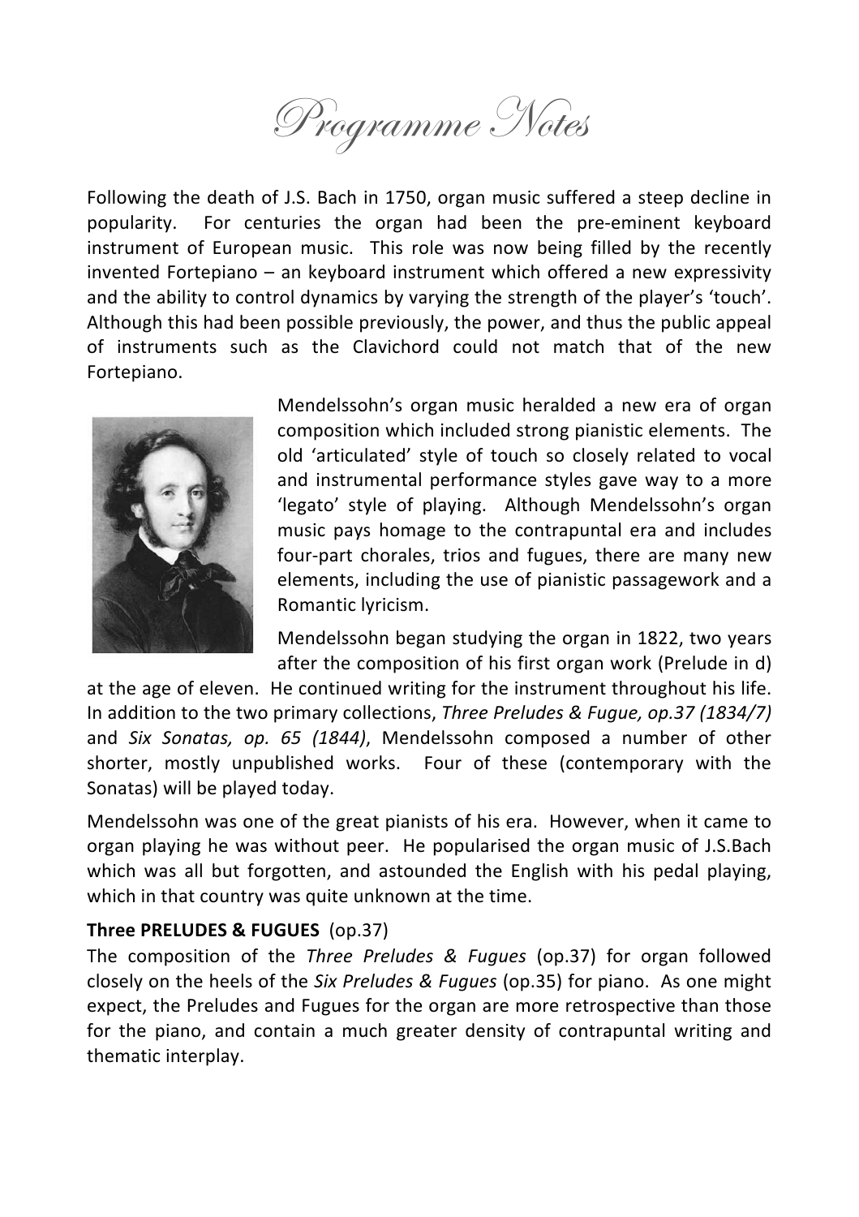# Programme Notes

Following the death of J.S. Bach in 1750, organ music suffered a steep decline in popularity. For centuries the organ had been the pre-eminent keyboard instrument of European music. This role was now being filled by the recently invented Fortepiano – an keyboard instrument which offered a new expressivity and the ability to control dynamics by varying the strength of the player's 'touch'. Although this had been possible previously, the power, and thus the public appeal of instruments such as the Clavichord could not match that of the new Fortepiano.

Mendelssohn's organ music heralded a new era of organ composition which included strong pianistic elements. The old 'articulated' style of touch so closely related to vocal and instrumental performance styles gave way to a more 'legato' style of playing. Although Mendelssohn's organ music pays homage to the contrapuntal era and includes four-part chorales, trios and fugues, there are many new elements, including the use of pianistic passagework and a Romantic lyricism.

Mendelssohn began studying the organ in 1822, two years after the composition of his first organ work (Prelude in d) at the age of eleven. He continued writing for the instrument throughout his life. In addition to the two primary collections, *Three Preludes & Fugue, op.37 (1834/7)* and *Six Sonatas, op. 65 (1844)*, Mendelssohn composed a number of other shorter, mostly unpublished works. Four of these (contemporary with the Sonatas) will be played today.

Mendelssohn was one of the great pianists of his era. However, when it came to organ playing he was without peer. He popularised the organ music of J.S.Bach which was all but forgotten, and astounded the English with his pedal playing, which in that country was quite unknown at the time.

**Three PRELUDES & FUGUES** (op.37)
The composition of the *Three Preludes & Fugues* (op.37) for organ followed closely on the heels of the *Six Preludes & Fugues* (op.35) for piano. As one might expect, the Preludes and Fugues for the organ are more retrospective than those for the piano, and contain a much greater density of contrapuntal writing and thematic interplay.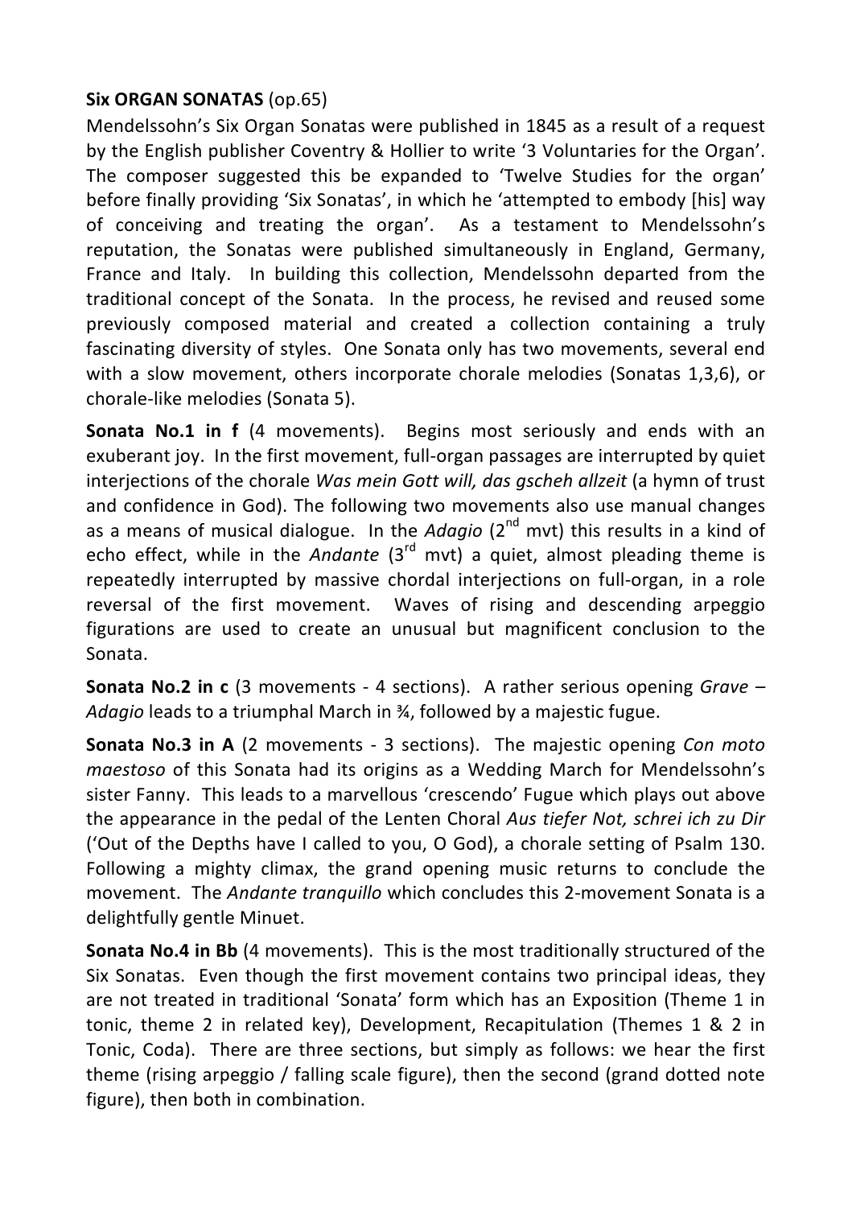**Six ORGAN SONATAS** (op.65)

Mendelssohn's Six Organ Sonatas were published in 1845 as a result of a request by the English publisher Coventry & Hollier to write '3 Voluntaries for the Organ'. The composer suggested this be expanded to 'Twelve Studies for the organ' before finally providing 'Six Sonatas', in which he 'attempted to embody [his] way of conceiving and treating the organ'. As a testament to Mendelssohn's reputation, the Sonatas were published simultaneously in England, Germany, France and Italy. In building this collection, Mendelssohn departed from the traditional concept of the Sonata. In the process, he revised and reused some previously composed material and created a collection containing a truly fascinating diversity of styles. One Sonata only has two movements, several end with a slow movement, others incorporate chorale melodies (Sonatas 1,3,6), or chorale-like melodies (Sonata 5).

**Sonata No.1 in f** (4 movements). Begins most seriously and ends with an exuberant joy. In the first movement, full-organ passages are interrupted by quiet interjections of the chorale *Was mein Gott will, das gscheh allzeit* (a hymn of trust and confidence in God). The following two movements also use manual changes as a means of musical dialogue. In the *Adagio* (2nd mvt) this results in a kind of echo effect, while in the *Andante* (3rd mvt) a quiet, almost pleading theme is repeatedly interrupted by massive chordal interjections on full-organ, in a role reversal of the first movement. Waves of rising and descending arpeggio figurations are used to create an unusual but magnificent conclusion to the Sonata.

**Sonata No.2 in c** (3 movements - 4 sections). A rather serious opening *Grave – Adagio* leads to a triumphal March in ¾, followed by a majestic fugue.

**Sonata No.3 in A** (2 movements - 3 sections). The majestic opening *Con moto maestoso* of this Sonata had its origins as a Wedding March for Mendelssohn's sister Fanny. This leads to a marvellous 'crescendo' Fugue which plays out above the appearance in the pedal of the Lenten Choral *Aus tiefer Not, schrei ich zu Dir* ('Out of the Depths have I called to you, O God), a chorale setting of Psalm 130. Following a mighty climax, the grand opening music returns to conclude the movement. The *Andante tranquillo* which concludes this 2-movement Sonata is a delightfully gentle Minuet.

**Sonata No.4 in Bb** (4 movements). This is the most traditionally structured of the Six Sonatas. Even though the first movement contains two principal ideas, they are not treated in traditional 'Sonata' form which has an Exposition (Theme 1 in tonic, theme 2 in related key), Development, Recapitulation (Themes 1 & 2 in Tonic, Coda). There are three sections, but simply as follows: we hear the first theme (rising arpeggio / falling scale figure), then the second (grand dotted note figure), then both in combination.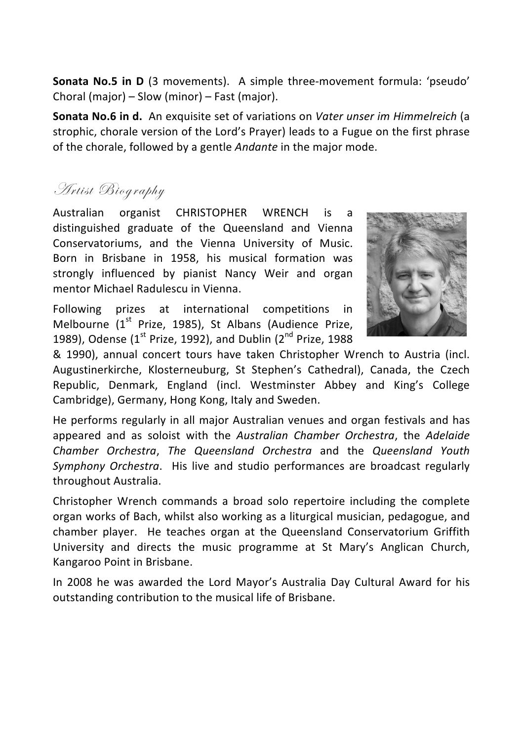**Sonata No.5 in D** (3 movements). A simple three-movement formula: 'pseudo' Choral (major) – Slow (minor) – Fast (major).

**Sonata No.6 in d.** An exquisite set of variations on *Vater unser im Himmelreich* (a strophic, chorale version of the Lord's Prayer) leads to a Fugue on the first phrase of the chorale, followed by a gentle *Andante* in the major mode.

## Artist Biography

Australian organist CHRISTOPHER WRENCH is a distinguished graduate of the Queensland and Vienna Conservatoriums, and the Vienna University of Music. Born in Brisbane in 1958, his musical formation was strongly influenced by pianist Nancy Weir and organ mentor Michael Radulescu in Vienna.

Following prizes at international competitions in Melbourne (1st Prize, 1985), St Albans (Audience Prize, 1989), Odense (1st Prize, 1992), and Dublin (2nd Prize, 1988 & 1990), annual concert tours have taken Christopher Wrench to Austria (incl. Augustinerkirche, Klosterneuburg, St Stephen's Cathedral), Canada, the Czech Republic, Denmark, England (incl. Westminster Abbey and King's College Cambridge), Germany, Hong Kong, Italy and Sweden.

He performs regularly in all major Australian venues and organ festivals and has appeared and as soloist with the *Australian Chamber Orchestra*, the *Adelaide Chamber Orchestra*, *The Queensland Orchestra* and the *Queensland Youth Symphony Orchestra*. His live and studio performances are broadcast regularly throughout Australia.

Christopher Wrench commands a broad solo repertoire including the complete organ works of Bach, whilst also working as a liturgical musician, pedagogue, and chamber player. He teaches organ at the Queensland Conservatorium Griffith University and directs the music programme at St Mary's Anglican Church, Kangaroo Point in Brisbane.

In 2008 he was awarded the Lord Mayor's Australia Day Cultural Award for his outstanding contribution to the musical life of Brisbane.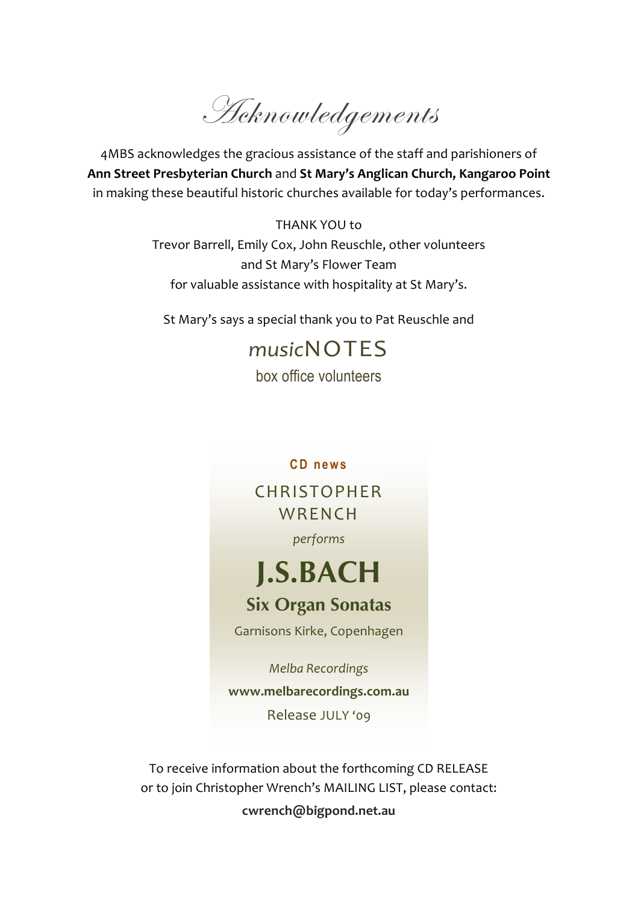# Acknowledgements

4MBS acknowledges the gracious assistance of the staff and parishioners of **Ann Street Presbyterian Church** and **St Mary's Anglican Church, Kangaroo Point** in making these beautiful historic churches available for today's performances.

THANK YOU to
Trevor Barrell, Emily Cox, John Reuschle, other volunteers
and St Mary's Flower Team
for valuable assistance with hospitality at St Mary's.

St Mary's says a special thank you to Pat Reuschle and

*music*NOTES
box office volunteers

**CD news**

CHRISTOPHER WRENCH

*performs*

# J.S.BACH

## Six Organ Sonatas

Garnisons Kirke, Copenhagen

*Melba Recordings*

**www.melbarecordings.com.au**

Release JULY '09

To receive information about the forthcoming CD RELEASE
or to join Christopher Wrench's MAILING LIST, please contact:

**cwrench@bigpond.net.au**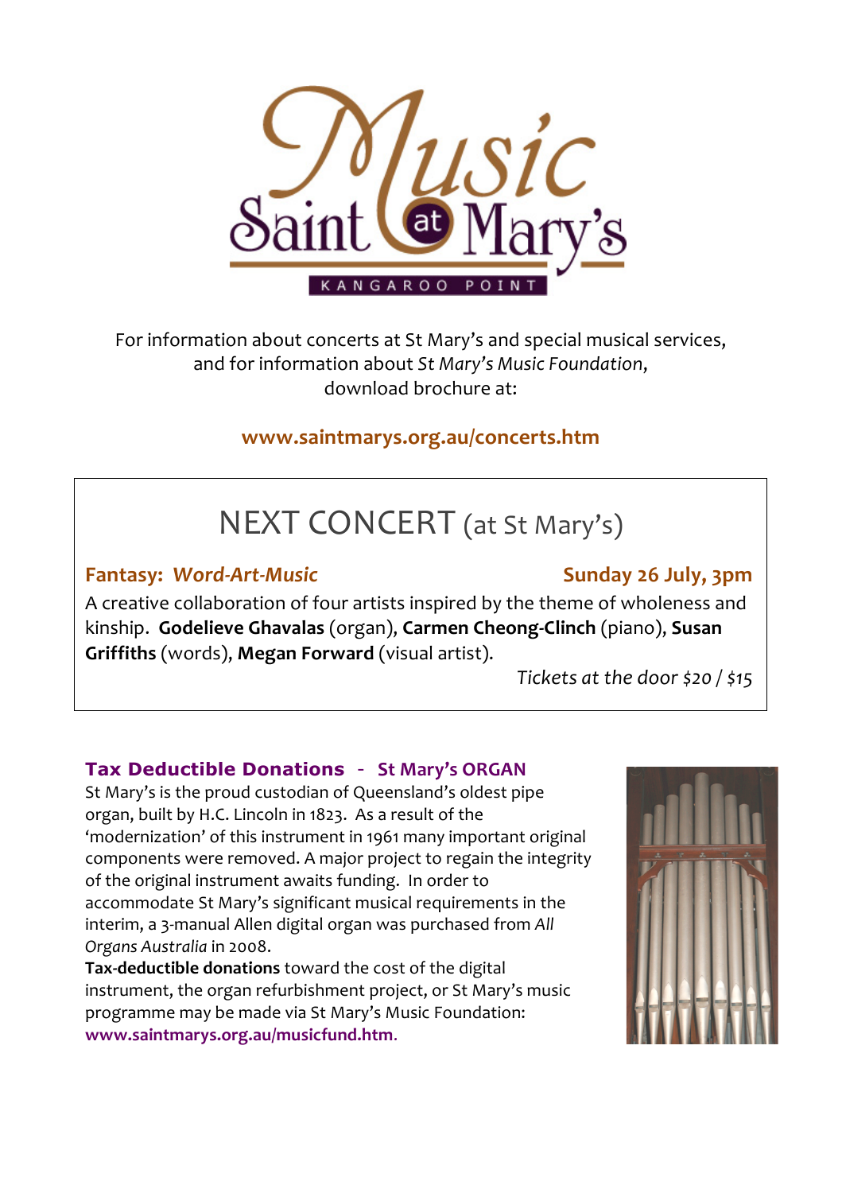Music at Saint Mary's

KANGAROO POINT

For information about concerts at St Mary's and special musical services, and for information about *St Mary's Music Foundation*, download brochure at:

**www.saintmarys.org.au/concerts.htm**

## NEXT CONCERT (at St Mary's)

**Fantasy: *Word-Art-Music*** **Sunday 26 July, 3pm**

A creative collaboration of four artists inspired by the theme of wholeness and kinship. **Godelieve Ghavalas** (organ), **Carmen Cheong-Clinch** (piano), **Susan Griffiths** (words), **Megan Forward** (visual artist).

*Tickets at the door $20 / $15*

### Tax Deductible Donations - St Mary's ORGAN

St Mary's is the proud custodian of Queensland's oldest pipe organ, built by H.C. Lincoln in 1823. As a result of the 'modernization' of this instrument in 1961 many important original components were removed. A major project to regain the integrity of the original instrument awaits funding. In order to accommodate St Mary's significant musical requirements in the interim, a 3-manual Allen digital organ was purchased from *All Organs Australia* in 2008.

**Tax-deductible donations** toward the cost of the digital instrument, the organ refurbishment project, or St Mary's music programme may be made via St Mary's Music Foundation: **www.saintmarys.org.au/musicfund.htm**.